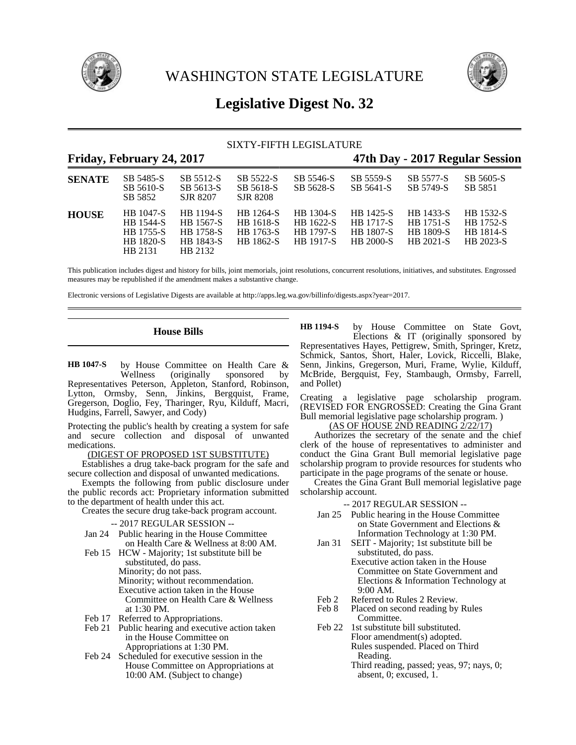# WASHINGTON STATE LEGISLATURE

## Legislative Digest No. 32

SIXTY-FIFTH LEGISLATURE

**Friday, February 24, 2017** **47th Day - 2017 Regular Session**

| | | | | | | | |
|---|---|---|---|---|---|---|---|
| **SENATE** | SB 5485-S<br>SB 5610-S<br>SB 5852 | SB 5512-S<br>SB 5613-S<br>SJR 8207 | SB 5522-S<br>SB 5618-S<br>SJR 8208 | SB 5546-S<br>SB 5628-S | SB 5559-S<br>SB 5641-S | SB 5577-S<br>SB 5749-S | SB 5605-S<br>SB 5851 |
| **HOUSE** | HB 1047-S<br>HB 1544-S<br>HB 1755-S<br>HB 1820-S<br>HB 2131 | HB 1194-S<br>HB 1567-S<br>HB 1758-S<br>HB 1843-S<br>HB 2132 | HB 1264-S<br>HB 1618-S<br>HB 1763-S<br>HB 1862-S | HB 1304-S<br>HB 1622-S<br>HB 1797-S<br>HB 1917-S | HB 1425-S<br>HB 1717-S<br>HB 1807-S<br>HB 2000-S | HB 1433-S<br>HB 1751-S<br>HB 1809-S<br>HB 2021-S | HB 1532-S<br>HB 1752-S<br>HB 1814-S<br>HB 2023-S |

This publication includes digest and history for bills, joint memorials, joint resolutions, concurrent resolutions, initiatives, and substitutes. Engrossed measures may be republished if the amendment makes a substantive change.

Electronic versions of Legislative Digests are available at http://apps.leg.wa.gov/billinfo/digests.aspx?year=2017.

### House Bills

**HB 1047-S** by House Committee on Health Care & Wellness (originally sponsored by Representatives Peterson, Appleton, Stanford, Robinson, Lytton, Ormsby, Senn, Jinkins, Bergquist, Frame, Gregerson, Doglio, Fey, Tharinger, Ryu, Kilduff, Macri, Hudgins, Farrell, Sawyer, and Cody)

Protecting the public's health by creating a system for safe and secure collection and disposal of unwanted medications.

(DIGEST OF PROPOSED 1ST SUBSTITUTE)

Establishes a drug take-back program for the safe and secure collection and disposal of unwanted medications.

Exempts the following from public disclosure under the public records act: Proprietary information submitted to the department of health under this act.

Creates the secure drug take-back program account.

-- 2017 REGULAR SESSION --

Jan 24 Public hearing in the House Committee on Health Care & Wellness at 8:00 AM.

Feb 15 HCW - Majority; 1st substitute bill be substituted, do pass.
Minority; do not pass.
Minority; without recommendation.
Executive action taken in the House Committee on Health Care & Wellness at 1:30 PM.

Feb 17 Referred to Appropriations.

Feb 21 Public hearing and executive action taken in the House Committee on Appropriations at 1:30 PM.

Feb 24 Scheduled for executive session in the House Committee on Appropriations at 10:00 AM. (Subject to change)

**HB 1194-S** by House Committee on State Govt, Elections & IT (originally sponsored by Representatives Hayes, Pettigrew, Smith, Springer, Kretz, Schmick, Santos, Short, Haler, Lovick, Riccelli, Blake, Senn, Jinkins, Gregerson, Muri, Frame, Wylie, Kilduff, McBride, Bergquist, Fey, Stambaugh, Ormsby, Farrell, and Pollet)

Creating a legislative page scholarship program. (REVISED FOR ENGROSSED: Creating the Gina Grant Bull memorial legislative page scholarship program. )

(AS OF HOUSE 2ND READING 2/22/17)

Authorizes the secretary of the senate and the chief clerk of the house of representatives to administer and conduct the Gina Grant Bull memorial legislative page scholarship program to provide resources for students who participate in the page programs of the senate or house.

Creates the Gina Grant Bull memorial legislative page scholarship account.

-- 2017 REGULAR SESSION --

Jan 25 Public hearing in the House Committee on State Government and Elections & Information Technology at 1:30 PM.

Jan 31 SEIT - Majority; 1st substitute bill be substituted, do pass.
Executive action taken in the House Committee on State Government and Elections & Information Technology at 9:00 AM.

Feb 2 Referred to Rules 2 Review.

Feb 8 Placed on second reading by Rules Committee.

Feb 22 1st substitute bill substituted.
Floor amendment(s) adopted.
Rules suspended. Placed on Third Reading.
Third reading, passed; yeas, 97; nays, 0; absent, 0; excused, 1.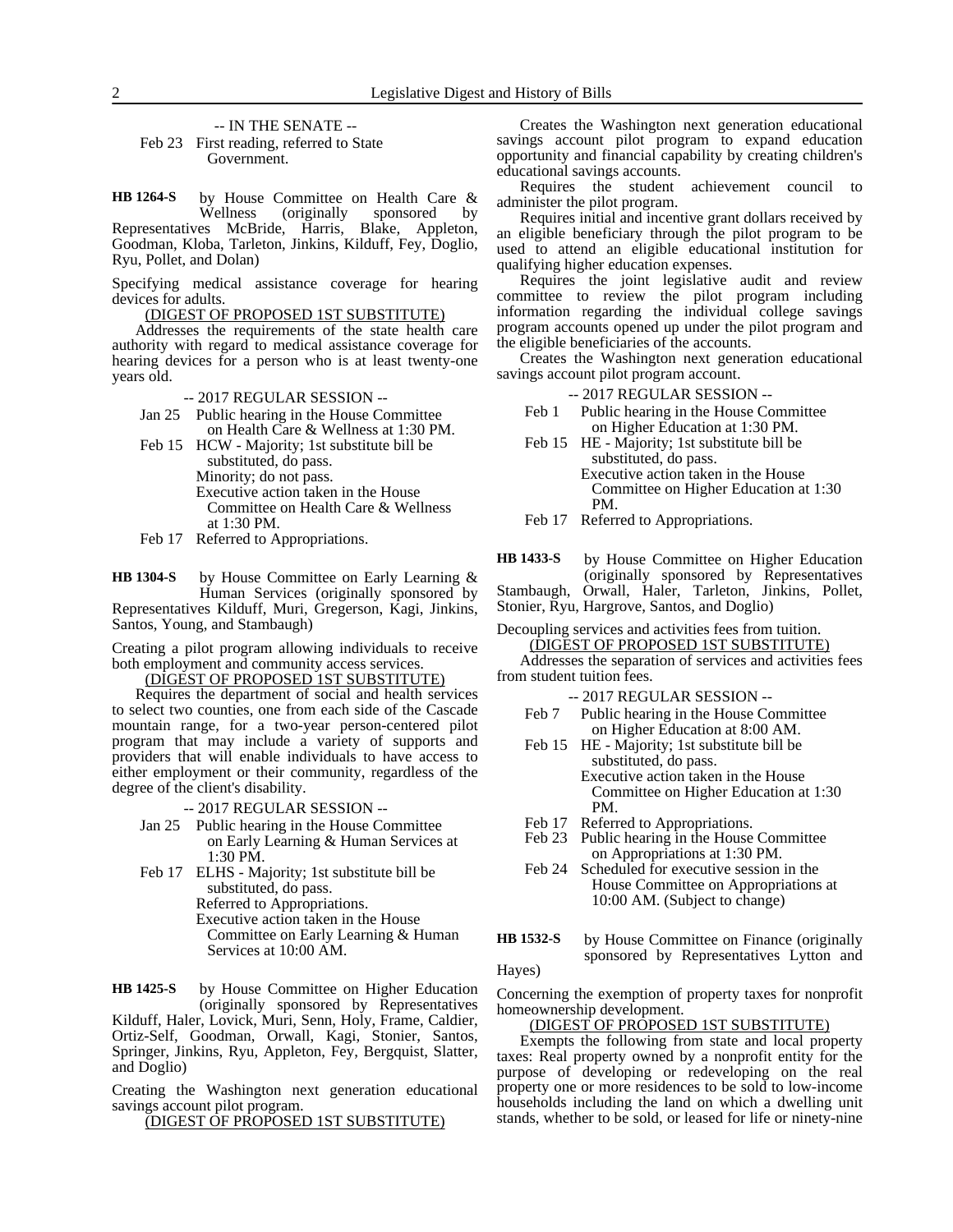-- IN THE SENATE --

Feb 23 First reading, referred to State Government.

**HB 1264-S** by House Committee on Health Care & Wellness (originally sponsored by Representatives McBride, Harris, Blake, Appleton, Goodman, Kloba, Tarleton, Jinkins, Kilduff, Fey, Doglio, Ryu, Pollet, and Dolan)

Specifying medical assistance coverage for hearing devices for adults.

(DIGEST OF PROPOSED 1ST SUBSTITUTE)

Addresses the requirements of the state health care authority with regard to medical assistance coverage for hearing devices for a person who is at least twenty-one years old.

-- 2017 REGULAR SESSION --

Jan 25 Public hearing in the House Committee on Health Care & Wellness at 1:30 PM.

Feb 15 HCW - Majority; 1st substitute bill be substituted, do pass.
Minority; do not pass.
Executive action taken in the House Committee on Health Care & Wellness at 1:30 PM.

Feb 17 Referred to Appropriations.

**HB 1304-S** by House Committee on Early Learning & Human Services (originally sponsored by Representatives Kilduff, Muri, Gregerson, Kagi, Jinkins, Santos, Young, and Stambaugh)

Creating a pilot program allowing individuals to receive both employment and community access services.

(DIGEST OF PROPOSED 1ST SUBSTITUTE)

Requires the department of social and health services to select two counties, one from each side of the Cascade mountain range, for a two-year person-centered pilot program that may include a variety of supports and providers that will enable individuals to have access to either employment or their community, regardless of the degree of the client's disability.

-- 2017 REGULAR SESSION --

Jan 25 Public hearing in the House Committee on Early Learning & Human Services at 1:30 PM.

Feb 17 ELHS - Majority; 1st substitute bill be substituted, do pass.
Referred to Appropriations.
Executive action taken in the House Committee on Early Learning & Human Services at 10:00 AM.

**HB 1425-S** by House Committee on Higher Education (originally sponsored by Representatives Kilduff, Haler, Lovick, Muri, Senn, Holy, Frame, Caldier, Ortiz-Self, Goodman, Orwall, Kagi, Stonier, Santos, Springer, Jinkins, Ryu, Appleton, Fey, Bergquist, Slatter, and Doglio)

Creating the Washington next generation educational savings account pilot program.

(DIGEST OF PROPOSED 1ST SUBSTITUTE)

Creates the Washington next generation educational savings account pilot program to expand education opportunity and financial capability by creating children's educational savings accounts.

Requires the student achievement council to administer the pilot program.

Requires initial and incentive grant dollars received by an eligible beneficiary through the pilot program to be used to attend an eligible educational institution for qualifying higher education expenses.

Requires the joint legislative audit and review committee to review the pilot program including information regarding the individual college savings program accounts opened up under the pilot program and the eligible beneficiaries of the accounts.

Creates the Washington next generation educational savings account pilot program account.

-- 2017 REGULAR SESSION --

Feb 1 Public hearing in the House Committee on Higher Education at 1:30 PM.

Feb 15 HE - Majority; 1st substitute bill be substituted, do pass.
Executive action taken in the House Committee on Higher Education at 1:30 PM.

Feb 17 Referred to Appropriations.

**HB 1433-S** by House Committee on Higher Education (originally sponsored by Representatives Stambaugh, Orwall, Haler, Tarleton, Jinkins, Pollet, Stonier, Ryu, Hargrove, Santos, and Doglio)

Decoupling services and activities fees from tuition.

(DIGEST OF PROPOSED 1ST SUBSTITUTE)

Addresses the separation of services and activities fees from student tuition fees.

-- 2017 REGULAR SESSION --

Feb 7 Public hearing in the House Committee on Higher Education at 8:00 AM.

Feb 15 HE - Majority; 1st substitute bill be substituted, do pass.
Executive action taken in the House Committee on Higher Education at 1:30 PM.

Feb 17 Referred to Appropriations.

Feb 23 Public hearing in the House Committee on Appropriations at 1:30 PM.

Feb 24 Scheduled for executive session in the House Committee on Appropriations at 10:00 AM. (Subject to change)

**HB 1532-S** by House Committee on Finance (originally sponsored by Representatives Lytton and Hayes)

Concerning the exemption of property taxes for nonprofit homeownership development.

(DIGEST OF PROPOSED 1ST SUBSTITUTE)

Exempts the following from state and local property taxes: Real property owned by a nonprofit entity for the purpose of developing or redeveloping on the real property one or more residences to be sold to low-income households including the land on which a dwelling unit stands, whether to be sold, or leased for life or ninety-nine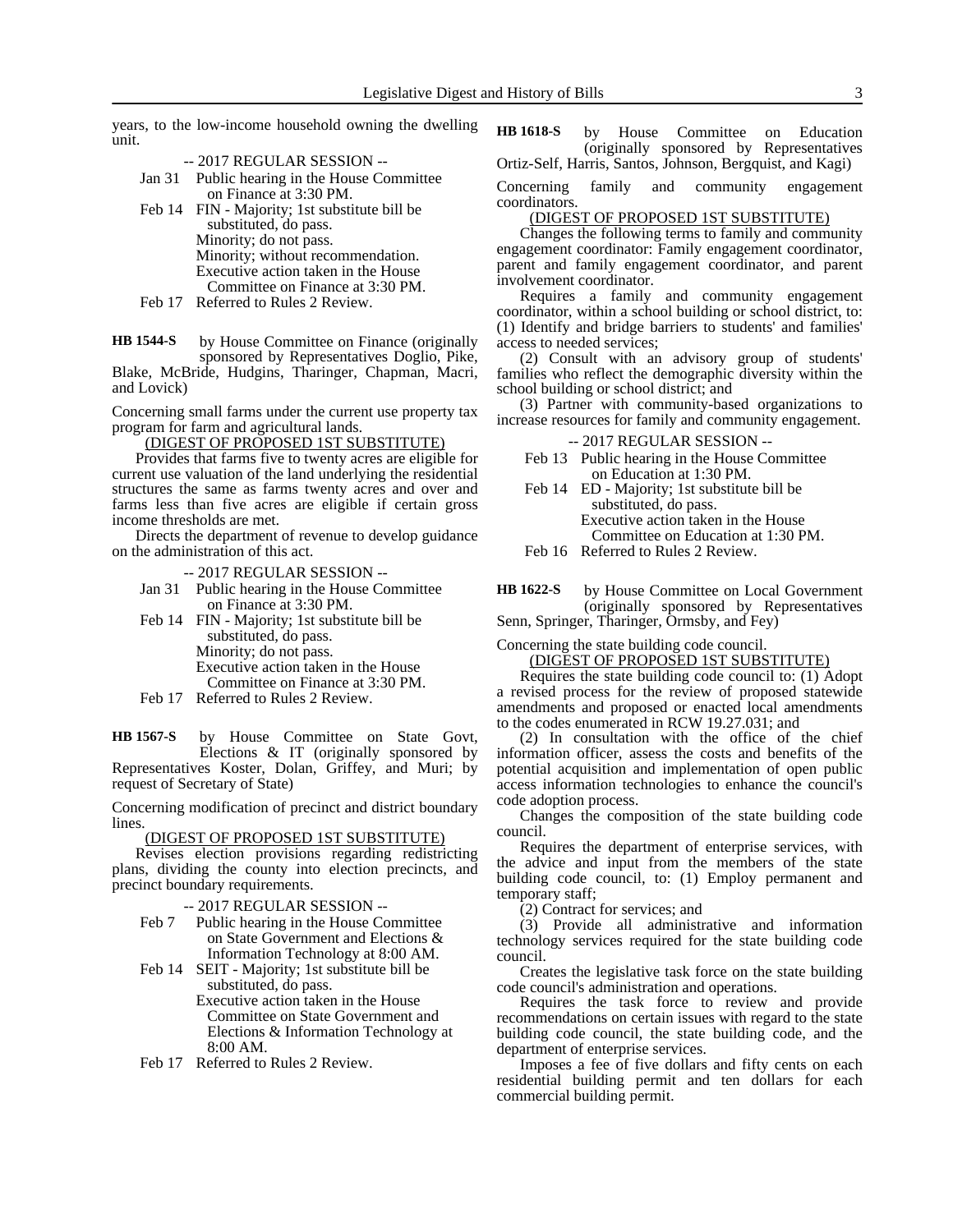years, to the low-income household owning the dwelling unit.

-- 2017 REGULAR SESSION --

Jan 31 Public hearing in the House Committee on Finance at 3:30 PM.

Feb 14 FIN - Majority; 1st substitute bill be substituted, do pass.
Minority; do not pass.
Minority; without recommendation.
Executive action taken in the House Committee on Finance at 3:30 PM.

Feb 17 Referred to Rules 2 Review.

**HB 1544-S** by House Committee on Finance (originally sponsored by Representatives Doglio, Pike, Blake, McBride, Hudgins, Tharinger, Chapman, Macri, and Lovick)

Concerning small farms under the current use property tax program for farm and agricultural lands.

(DIGEST OF PROPOSED 1ST SUBSTITUTE)

Provides that farms five to twenty acres are eligible for current use valuation of the land underlying the residential structures the same as farms twenty acres and over and farms less than five acres are eligible if certain gross income thresholds are met.

Directs the department of revenue to develop guidance on the administration of this act.

-- 2017 REGULAR SESSION --

Jan 31 Public hearing in the House Committee on Finance at 3:30 PM.

Feb 14 FIN - Majority; 1st substitute bill be substituted, do pass.
Minority; do not pass.
Executive action taken in the House Committee on Finance at 3:30 PM.

Feb 17 Referred to Rules 2 Review.

**HB 1567-S** by House Committee on State Govt, Elections & IT (originally sponsored by Representatives Koster, Dolan, Griffey, and Muri; by request of Secretary of State)

Concerning modification of precinct and district boundary lines.

(DIGEST OF PROPOSED 1ST SUBSTITUTE)

Revises election provisions regarding redistricting plans, dividing the county into election precincts, and precinct boundary requirements.

-- 2017 REGULAR SESSION --

Feb 7 Public hearing in the House Committee on State Government and Elections & Information Technology at 8:00 AM.

Feb 14 SEIT - Majority; 1st substitute bill be substituted, do pass.
Executive action taken in the House Committee on State Government and Elections & Information Technology at 8:00 AM.

Feb 17 Referred to Rules 2 Review.

**HB 1618-S** by House Committee on Education (originally sponsored by Representatives Ortiz-Self, Harris, Santos, Johnson, Bergquist, and Kagi)

Concerning family and community engagement coordinators.

(DIGEST OF PROPOSED 1ST SUBSTITUTE)

Changes the following terms to family and community engagement coordinator: Family engagement coordinator, parent and family engagement coordinator, and parent involvement coordinator.

Requires a family and community engagement coordinator, within a school building or school district, to: (1) Identify and bridge barriers to students' and families' access to needed services;

(2) Consult with an advisory group of students' families who reflect the demographic diversity within the school building or school district; and

(3) Partner with community-based organizations to increase resources for family and community engagement.

-- 2017 REGULAR SESSION --

Feb 13 Public hearing in the House Committee on Education at 1:30 PM.

Feb 14 ED - Majority; 1st substitute bill be substituted, do pass.
Executive action taken in the House Committee on Education at 1:30 PM.

Feb 16 Referred to Rules 2 Review.

**HB 1622-S** by House Committee on Local Government (originally sponsored by Representatives Senn, Springer, Tharinger, Ormsby, and Fey)

Concerning the state building code council.

(DIGEST OF PROPOSED 1ST SUBSTITUTE)

Requires the state building code council to: (1) Adopt a revised process for the review of proposed statewide amendments and proposed or enacted local amendments to the codes enumerated in RCW 19.27.031; and

(2) In consultation with the office of the chief information officer, assess the costs and benefits of the potential acquisition and implementation of open public access information technologies to enhance the council's code adoption process.

Changes the composition of the state building code council.

Requires the department of enterprise services, with the advice and input from the members of the state building code council, to: (1) Employ permanent and temporary staff;

(2) Contract for services; and

(3) Provide all administrative and information technology services required for the state building code council.

Creates the legislative task force on the state building code council's administration and operations.

Requires the task force to review and provide recommendations on certain issues with regard to the state building code council, the state building code, and the department of enterprise services.

Imposes a fee of five dollars and fifty cents on each residential building permit and ten dollars for each commercial building permit.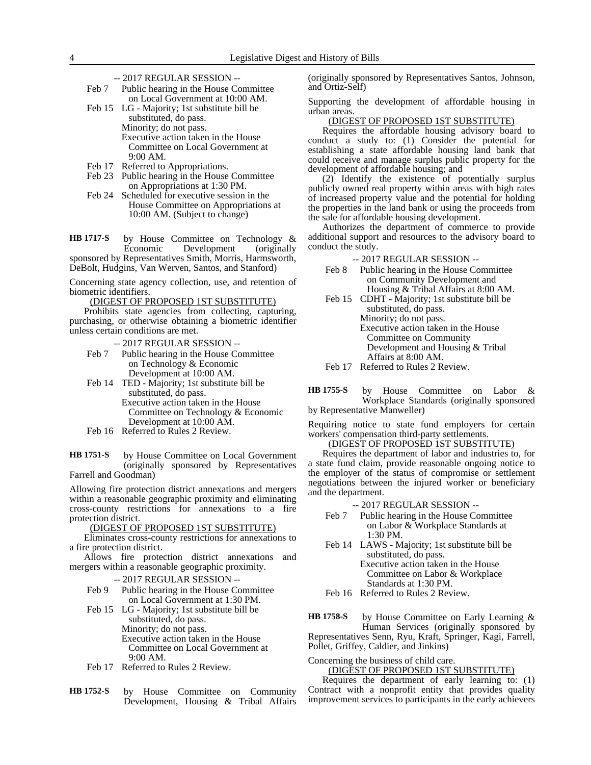-- 2017 REGULAR SESSION --

Feb 7 Public hearing in the House Committee on Local Government at 10:00 AM.

Feb 15 LG - Majority; 1st substitute bill be substituted, do pass.
Minority; do not pass.
Executive action taken in the House Committee on Local Government at 9:00 AM.

Feb 17 Referred to Appropriations.

Feb 23 Public hearing in the House Committee on Appropriations at 1:30 PM.

Feb 24 Scheduled for executive session in the House Committee on Appropriations at 10:00 AM. (Subject to change)

**HB 1717-S** by House Committee on Technology & Economic Development (originally sponsored by Representatives Smith, Morris, Harmsworth, DeBolt, Hudgins, Van Werven, Santos, and Stanford)

Concerning state agency collection, use, and retention of biometric identifiers.

(DIGEST OF PROPOSED 1ST SUBSTITUTE)

Prohibits state agencies from collecting, capturing, purchasing, or otherwise obtaining a biometric identifier unless certain conditions are met.

-- 2017 REGULAR SESSION --

Feb 7 Public hearing in the House Committee on Technology & Economic Development at 10:00 AM.

Feb 14 TED - Majority; 1st substitute bill be substituted, do pass.
Executive action taken in the House Committee on Technology & Economic Development at 10:00 AM.

Feb 16 Referred to Rules 2 Review.

**HB 1751-S** by House Committee on Local Government (originally sponsored by Representatives Farrell and Goodman)

Allowing fire protection district annexations and mergers within a reasonable geographic proximity and eliminating cross-county restrictions for annexations to a fire protection district.

(DIGEST OF PROPOSED 1ST SUBSTITUTE)

Eliminates cross-county restrictions for annexations to a fire protection district.

Allows fire protection district annexations and mergers within a reasonable geographic proximity.

-- 2017 REGULAR SESSION --

Feb 9 Public hearing in the House Committee on Local Government at 1:30 PM.

Feb 15 LG - Majority; 1st substitute bill be substituted, do pass.
Minority; do not pass.
Executive action taken in the House Committee on Local Government at 9:00 AM.

Feb 17 Referred to Rules 2 Review.

**HB 1752-S** by House Committee on Community Development, Housing & Tribal Affairs (originally sponsored by Representatives Santos, Johnson, and Ortiz-Self)

Supporting the development of affordable housing in urban areas.

(DIGEST OF PROPOSED 1ST SUBSTITUTE)

Requires the affordable housing advisory board to conduct a study to: (1) Consider the potential for establishing a state affordable housing land bank that could receive and manage surplus public property for the development of affordable housing; and

(2) Identify the existence of potentially surplus publicly owned real property within areas with high rates of increased property value and the potential for holding the properties in the land bank or using the proceeds from the sale for affordable housing development.

Authorizes the department of commerce to provide additional support and resources to the advisory board to conduct the study.

-- 2017 REGULAR SESSION --

Feb 8 Public hearing in the House Committee on Community Development and Housing & Tribal Affairs at 8:00 AM.

Feb 15 CDHT - Majority; 1st substitute bill be substituted, do pass.
Minority; do not pass.
Executive action taken in the House Committee on Community Development and Housing & Tribal Affairs at 8:00 AM.

Feb 17 Referred to Rules 2 Review.

**HB 1755-S** by House Committee on Labor & Workplace Standards (originally sponsored by Representative Manweller)

Requiring notice to state fund employers for certain workers' compensation third-party settlements.

(DIGEST OF PROPOSED 1ST SUBSTITUTE)

Requires the department of labor and industries to, for a state fund claim, provide reasonable ongoing notice to the employer of the status of compromise or settlement negotiations between the injured worker or beneficiary and the department.

-- 2017 REGULAR SESSION --

Feb 7 Public hearing in the House Committee on Labor & Workplace Standards at 1:30 PM.

Feb 14 LAWS - Majority; 1st substitute bill be substituted, do pass.
Executive action taken in the House Committee on Labor & Workplace Standards at 1:30 PM.

Feb 16 Referred to Rules 2 Review.

**HB 1758-S** by House Committee on Early Learning & Human Services (originally sponsored by Representatives Senn, Ryu, Kraft, Springer, Kagi, Farrell, Pollet, Griffey, Caldier, and Jinkins)

Concerning the business of child care.

(DIGEST OF PROPOSED 1ST SUBSTITUTE)

Requires the department of early learning to: (1) Contract with a nonprofit entity that provides quality improvement services to participants in the early achievers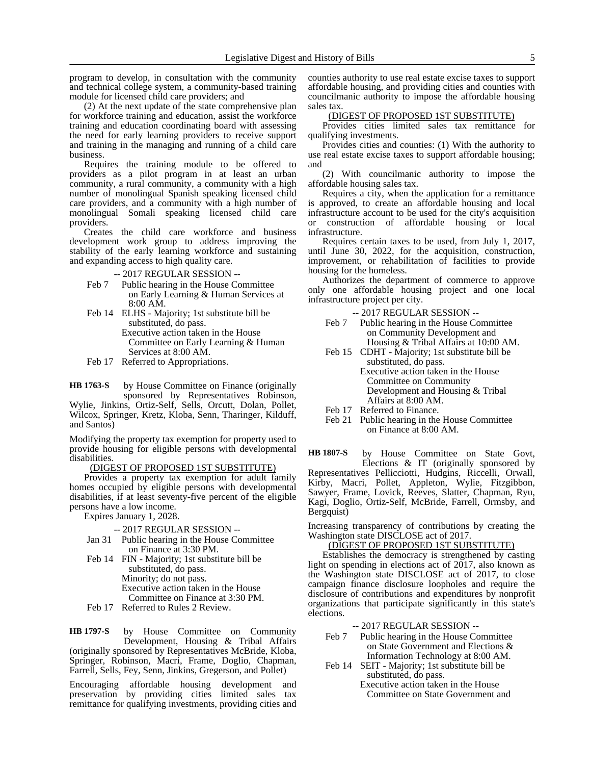program to develop, in consultation with the community and technical college system, a community-based training module for licensed child care providers; and

(2) At the next update of the state comprehensive plan for workforce training and education, assist the workforce training and education coordinating board with assessing the need for early learning providers to receive support and training in the managing and running of a child care business.

Requires the training module to be offered to providers as a pilot program in at least an urban community, a rural community, a community with a high number of monolingual Spanish speaking licensed child care providers, and a community with a high number of monolingual Somali speaking licensed child care providers.

Creates the child care workforce and business development work group to address improving the stability of the early learning workforce and sustaining and expanding access to high quality care.

-- 2017 REGULAR SESSION --

Feb 7 Public hearing in the House Committee on Early Learning & Human Services at 8:00 AM.

Feb 14 ELHS - Majority; 1st substitute bill be substituted, do pass.
Executive action taken in the House Committee on Early Learning & Human Services at 8:00 AM.

Feb 17 Referred to Appropriations.

**HB 1763-S** by House Committee on Finance (originally sponsored by Representatives Robinson, Wylie, Jinkins, Ortiz-Self, Sells, Orcutt, Dolan, Pollet, Wilcox, Springer, Kretz, Kloba, Senn, Tharinger, Kilduff, and Santos)

Modifying the property tax exemption for property used to provide housing for eligible persons with developmental disabilities.

(DIGEST OF PROPOSED 1ST SUBSTITUTE)

Provides a property tax exemption for adult family homes occupied by eligible persons with developmental disabilities, if at least seventy-five percent of the eligible persons have a low income.

Expires January 1, 2028.

-- 2017 REGULAR SESSION --

Jan 31 Public hearing in the House Committee on Finance at 3:30 PM.

Feb 14 FIN - Majority; 1st substitute bill be substituted, do pass.
Minority; do not pass.
Executive action taken in the House Committee on Finance at 3:30 PM.

Feb 17 Referred to Rules 2 Review.

**HB 1797-S** by House Committee on Community Development, Housing & Tribal Affairs (originally sponsored by Representatives McBride, Kloba, Springer, Robinson, Macri, Frame, Doglio, Chapman, Farrell, Sells, Fey, Senn, Jinkins, Gregerson, and Pollet)

Encouraging affordable housing development and preservation by providing cities limited sales tax remittance for qualifying investments, providing cities and counties authority to use real estate excise taxes to support affordable housing, and providing cities and counties with councilmanic authority to impose the affordable housing sales tax.

(DIGEST OF PROPOSED 1ST SUBSTITUTE)

Provides cities limited sales tax remittance for qualifying investments.

Provides cities and counties: (1) With the authority to use real estate excise taxes to support affordable housing; and

(2) With councilmanic authority to impose the affordable housing sales tax.

Requires a city, when the application for a remittance is approved, to create an affordable housing and local infrastructure account to be used for the city's acquisition or construction of affordable housing or local infrastructure.

Requires certain taxes to be used, from July 1, 2017, until June 30, 2022, for the acquisition, construction, improvement, or rehabilitation of facilities to provide housing for the homeless.

Authorizes the department of commerce to approve only one affordable housing project and one local infrastructure project per city.

-- 2017 REGULAR SESSION --

Feb 7 Public hearing in the House Committee on Community Development and Housing & Tribal Affairs at 10:00 AM.

Feb 15 CDHT - Majority; 1st substitute bill be substituted, do pass.
Executive action taken in the House Committee on Community Development and Housing & Tribal Affairs at 8:00 AM.

Feb 17 Referred to Finance.

Feb 21 Public hearing in the House Committee on Finance at 8:00 AM.

**HB 1807-S** by House Committee on State Govt, Elections & IT (originally sponsored by Representatives Pellicciotti, Hudgins, Riccelli, Orwall, Kirby, Macri, Pollet, Appleton, Wylie, Fitzgibbon, Sawyer, Frame, Lovick, Reeves, Slatter, Chapman, Ryu, Kagi, Doglio, Ortiz-Self, McBride, Farrell, Ormsby, and Bergquist)

Increasing transparency of contributions by creating the Washington state DISCLOSE act of 2017.

(DIGEST OF PROPOSED 1ST SUBSTITUTE)

Establishes the democracy is strengthened by casting light on spending in elections act of 2017, also known as the Washington state DISCLOSE act of 2017, to close campaign finance disclosure loopholes and require the disclosure of contributions and expenditures by nonprofit organizations that participate significantly in this state's elections.

-- 2017 REGULAR SESSION --

Feb 7 Public hearing in the House Committee on State Government and Elections & Information Technology at 8:00 AM.

Feb 14 SEIT - Majority; 1st substitute bill be substituted, do pass.
Executive action taken in the House Committee on State Government and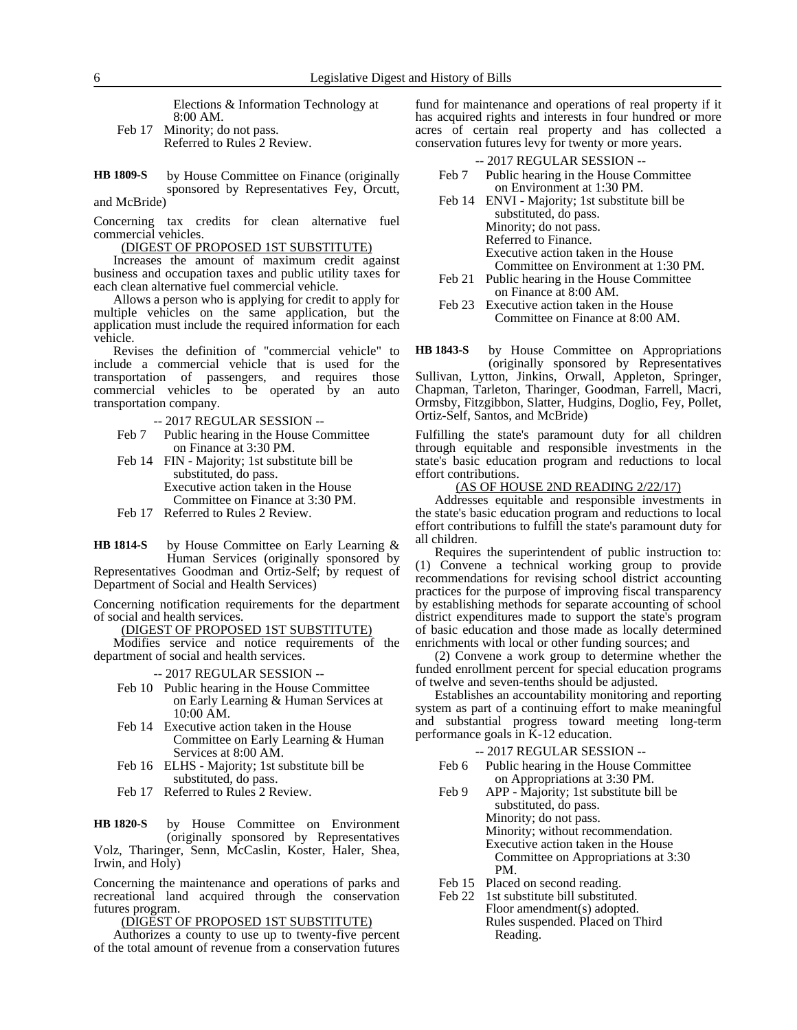Elections & Information Technology at 8:00 AM.

Feb 17 Minority; do not pass.
Referred to Rules 2 Review.

**HB 1809-S** by House Committee on Finance (originally sponsored by Representatives Fey, Orcutt, and McBride)

Concerning tax credits for clean alternative fuel commercial vehicles.

(DIGEST OF PROPOSED 1ST SUBSTITUTE)

Increases the amount of maximum credit against business and occupation taxes and public utility taxes for each clean alternative fuel commercial vehicle.

Allows a person who is applying for credit to apply for multiple vehicles on the same application, but the application must include the required information for each vehicle.

Revises the definition of "commercial vehicle" to include a commercial vehicle that is used for the transportation of passengers, and requires those commercial vehicles to be operated by an auto transportation company.

-- 2017 REGULAR SESSION --

Feb 7 Public hearing in the House Committee on Finance at 3:30 PM.

Feb 14 FIN - Majority; 1st substitute bill be substituted, do pass.
Executive action taken in the House Committee on Finance at 3:30 PM.

Feb 17 Referred to Rules 2 Review.

**HB 1814-S** by House Committee on Early Learning & Human Services (originally sponsored by Representatives Goodman and Ortiz-Self; by request of Department of Social and Health Services)

Concerning notification requirements for the department of social and health services.

(DIGEST OF PROPOSED 1ST SUBSTITUTE)

Modifies service and notice requirements of the department of social and health services.

-- 2017 REGULAR SESSION --

Feb 10 Public hearing in the House Committee on Early Learning & Human Services at 10:00 AM.

Feb 14 Executive action taken in the House Committee on Early Learning & Human Services at 8:00 AM.

Feb 16 ELHS - Majority; 1st substitute bill be substituted, do pass.

Feb 17 Referred to Rules 2 Review.

**HB 1820-S** by House Committee on Environment (originally sponsored by Representatives Volz, Tharinger, Senn, McCaslin, Koster, Haler, Shea, Irwin, and Holy)

Concerning the maintenance and operations of parks and recreational land acquired through the conservation futures program.

(DIGEST OF PROPOSED 1ST SUBSTITUTE)

Authorizes a county to use up to twenty-five percent of the total amount of revenue from a conservation futures fund for maintenance and operations of real property if it has acquired rights and interests in four hundred or more acres of certain real property and has collected a conservation futures levy for twenty or more years.

-- 2017 REGULAR SESSION --

Feb 7 Public hearing in the House Committee on Environment at 1:30 PM.

Feb 14 ENVI - Majority; 1st substitute bill be substituted, do pass.
Minority; do not pass.
Referred to Finance.
Executive action taken in the House Committee on Environment at 1:30 PM.

Feb 21 Public hearing in the House Committee on Finance at 8:00 AM.

Feb 23 Executive action taken in the House Committee on Finance at 8:00 AM.

**HB 1843-S** by House Committee on Appropriations (originally sponsored by Representatives Sullivan, Lytton, Jinkins, Orwall, Appleton, Springer, Chapman, Tarleton, Tharinger, Goodman, Farrell, Macri, Ormsby, Fitzgibbon, Slatter, Hudgins, Doglio, Fey, Pollet, Ortiz-Self, Santos, and McBride)

Fulfilling the state's paramount duty for all children through equitable and responsible investments in the state's basic education program and reductions to local effort contributions.

(AS OF HOUSE 2ND READING 2/22/17)

Addresses equitable and responsible investments in the state's basic education program and reductions to local effort contributions to fulfill the state's paramount duty for all children.

Requires the superintendent of public instruction to: (1) Convene a technical working group to provide recommendations for revising school district accounting practices for the purpose of improving fiscal transparency by establishing methods for separate accounting of school district expenditures made to support the state's program of basic education and those made as locally determined enrichments with local or other funding sources; and

(2) Convene a work group to determine whether the funded enrollment percent for special education programs of twelve and seven-tenths should be adjusted.

Establishes an accountability monitoring and reporting system as part of a continuing effort to make meaningful and substantial progress toward meeting long-term performance goals in K-12 education.

-- 2017 REGULAR SESSION --

Feb 6 Public hearing in the House Committee on Appropriations at 3:30 PM.

Feb 9 APP - Majority; 1st substitute bill be substituted, do pass.
Minority; do not pass.
Minority; without recommendation.
Executive action taken in the House Committee on Appropriations at 3:30 PM.

Feb 15 Placed on second reading.

Feb 22 1st substitute bill substituted.
Floor amendment(s) adopted.
Rules suspended. Placed on Third Reading.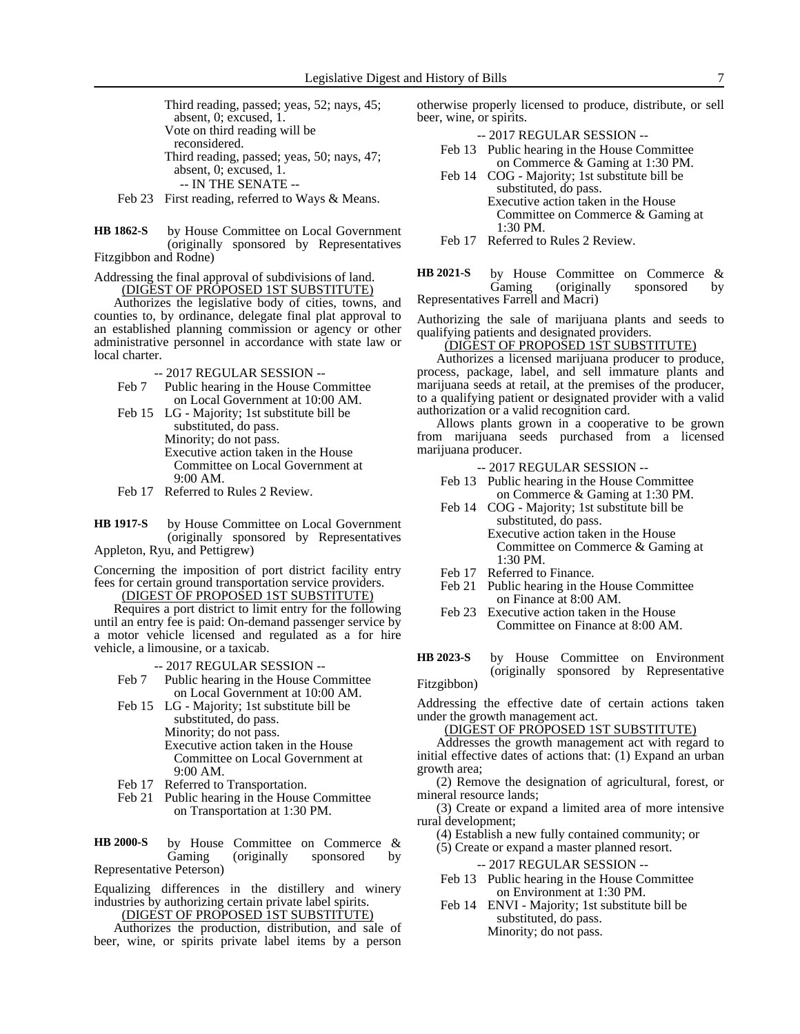Third reading, passed; yeas, 52; nays, 45; absent, 0; excused, 1.
Vote on third reading will be reconsidered.
Third reading, passed; yeas, 50; nays, 47; absent, 0; excused, 1.

-- IN THE SENATE --

Feb 23 First reading, referred to Ways & Means.

**HB 1862-S** by House Committee on Local Government (originally sponsored by Representatives Fitzgibbon and Rodne)

Addressing the final approval of subdivisions of land.

(DIGEST OF PROPOSED 1ST SUBSTITUTE)

Authorizes the legislative body of cities, towns, and counties to, by ordinance, delegate final plat approval to an established planning commission or agency or other administrative personnel in accordance with state law or local charter.

-- 2017 REGULAR SESSION --

Feb 7 Public hearing in the House Committee on Local Government at 10:00 AM.
Feb 15 LG - Majority; 1st substitute bill be substituted, do pass.
Minority; do not pass.
Executive action taken in the House Committee on Local Government at 9:00 AM.
Feb 17 Referred to Rules 2 Review.

**HB 1917-S** by House Committee on Local Government (originally sponsored by Representatives Appleton, Ryu, and Pettigrew)

Concerning the imposition of port district facility entry fees for certain ground transportation service providers.

(DIGEST OF PROPOSED 1ST SUBSTITUTE)

Requires a port district to limit entry for the following until an entry fee is paid: On-demand passenger service by a motor vehicle licensed and regulated as a for hire vehicle, a limousine, or a taxicab.

-- 2017 REGULAR SESSION --

Feb 7 Public hearing in the House Committee on Local Government at 10:00 AM.
Feb 15 LG - Majority; 1st substitute bill be substituted, do pass.
Minority; do not pass.
Executive action taken in the House Committee on Local Government at 9:00 AM.
Feb 17 Referred to Transportation.
Feb 21 Public hearing in the House Committee on Transportation at 1:30 PM.

**HB 2000-S** by House Committee on Commerce & Gaming (originally sponsored by Representative Peterson)

Equalizing differences in the distillery and winery industries by authorizing certain private label spirits.

(DIGEST OF PROPOSED 1ST SUBSTITUTE)

Authorizes the production, distribution, and sale of beer, wine, or spirits private label items by a person otherwise properly licensed to produce, distribute, or sell beer, wine, or spirits.

-- 2017 REGULAR SESSION --

Feb 13 Public hearing in the House Committee on Commerce & Gaming at 1:30 PM.
Feb 14 COG - Majority; 1st substitute bill be substituted, do pass.
Executive action taken in the House Committee on Commerce & Gaming at 1:30 PM.
Feb 17 Referred to Rules 2 Review.

**HB 2021-S** by House Committee on Commerce & Gaming (originally sponsored by Representatives Farrell and Macri)

Authorizing the sale of marijuana plants and seeds to qualifying patients and designated providers.

(DIGEST OF PROPOSED 1ST SUBSTITUTE)

Authorizes a licensed marijuana producer to produce, process, package, label, and sell immature plants and marijuana seeds at retail, at the premises of the producer, to a qualifying patient or designated provider with a valid authorization or a valid recognition card.

Allows plants grown in a cooperative to be grown from marijuana seeds purchased from a licensed marijuana producer.

-- 2017 REGULAR SESSION --

Feb 13 Public hearing in the House Committee on Commerce & Gaming at 1:30 PM.
Feb 14 COG - Majority; 1st substitute bill be substituted, do pass.
Executive action taken in the House Committee on Commerce & Gaming at 1:30 PM.
Feb 17 Referred to Finance.
Feb 21 Public hearing in the House Committee on Finance at 8:00 AM.
Feb 23 Executive action taken in the House Committee on Finance at 8:00 AM.

**HB 2023-S** by House Committee on Environment (originally sponsored by Representative Fitzgibbon)

Addressing the effective date of certain actions taken under the growth management act.

(DIGEST OF PROPOSED 1ST SUBSTITUTE)

Addresses the growth management act with regard to initial effective dates of actions that: (1) Expand an urban growth area;

(2) Remove the designation of agricultural, forest, or mineral resource lands;

(3) Create or expand a limited area of more intensive rural development;

(4) Establish a new fully contained community; or

(5) Create or expand a master planned resort.

-- 2017 REGULAR SESSION --

Feb 13 Public hearing in the House Committee on Environment at 1:30 PM.
Feb 14 ENVI - Majority; 1st substitute bill be substituted, do pass.
Minority; do not pass.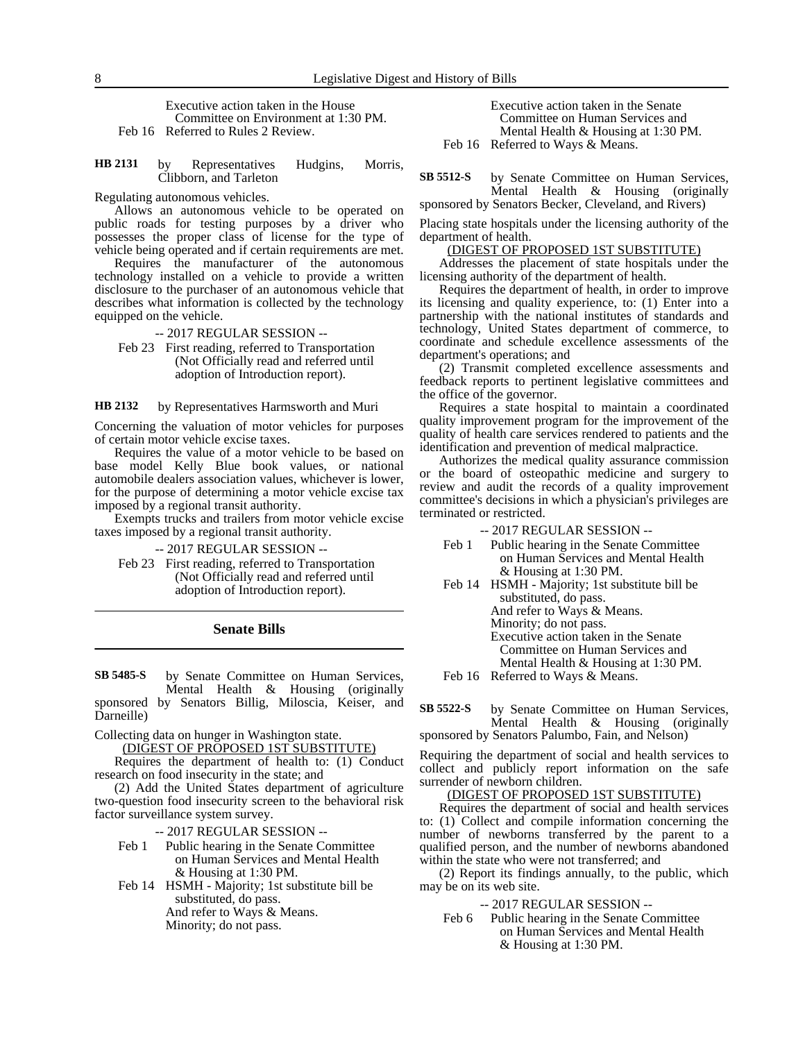Executive action taken in the House Committee on Environment at 1:30 PM.
Feb 16 Referred to Rules 2 Review.

**HB 2131** by Representatives Hudgins, Morris, Clibborn, and Tarleton

Regulating autonomous vehicles.

Allows an autonomous vehicle to be operated on public roads for testing purposes by a driver who possesses the proper class of license for the type of vehicle being operated and if certain requirements are met.

Requires the manufacturer of the autonomous technology installed on a vehicle to provide a written disclosure to the purchaser of an autonomous vehicle that describes what information is collected by the technology equipped on the vehicle.

-- 2017 REGULAR SESSION --

Feb 23 First reading, referred to Transportation (Not Officially read and referred until adoption of Introduction report).

**HB 2132** by Representatives Harmsworth and Muri

Concerning the valuation of motor vehicles for purposes of certain motor vehicle excise taxes.

Requires the value of a motor vehicle to be based on base model Kelly Blue book values, or national automobile dealers association values, whichever is lower, for the purpose of determining a motor vehicle excise tax imposed by a regional transit authority.

Exempts trucks and trailers from motor vehicle excise taxes imposed by a regional transit authority.

-- 2017 REGULAR SESSION --

Feb 23 First reading, referred to Transportation (Not Officially read and referred until adoption of Introduction report).

## Senate Bills

**SB 5485-S** by Senate Committee on Human Services, Mental Health & Housing (originally sponsored by Senators Billig, Miloscia, Keiser, and Darneille)

Collecting data on hunger in Washington state.

(DIGEST OF PROPOSED 1ST SUBSTITUTE)

Requires the department of health to: (1) Conduct research on food insecurity in the state; and

(2) Add the United States department of agriculture two-question food insecurity screen to the behavioral risk factor surveillance system survey.

-- 2017 REGULAR SESSION --

Feb 1 Public hearing in the Senate Committee on Human Services and Mental Health & Housing at 1:30 PM.
Feb 14 HSMH - Majority; 1st substitute bill be substituted, do pass.
And refer to Ways & Means.
Minority; do not pass.
Executive action taken in the Senate Committee on Human Services and Mental Health & Housing at 1:30 PM.
Feb 16 Referred to Ways & Means.

**SB 5512-S** by Senate Committee on Human Services, Mental Health & Housing (originally sponsored by Senators Becker, Cleveland, and Rivers)

Placing state hospitals under the licensing authority of the department of health.

(DIGEST OF PROPOSED 1ST SUBSTITUTE)

Addresses the placement of state hospitals under the licensing authority of the department of health.

Requires the department of health, in order to improve its licensing and quality experience, to: (1) Enter into a partnership with the national institutes of standards and technology, United States department of commerce, to coordinate and schedule excellence assessments of the department's operations; and

(2) Transmit completed excellence assessments and feedback reports to pertinent legislative committees and the office of the governor.

Requires a state hospital to maintain a coordinated quality improvement program for the improvement of the quality of health care services rendered to patients and the identification and prevention of medical malpractice.

Authorizes the medical quality assurance commission or the board of osteopathic medicine and surgery to review and audit the records of a quality improvement committee's decisions in which a physician's privileges are terminated or restricted.

-- 2017 REGULAR SESSION --

Feb 1 Public hearing in the Senate Committee on Human Services and Mental Health & Housing at 1:30 PM.
Feb 14 HSMH - Majority; 1st substitute bill be substituted, do pass.
And refer to Ways & Means.
Minority; do not pass.
Executive action taken in the Senate Committee on Human Services and Mental Health & Housing at 1:30 PM.
Feb 16 Referred to Ways & Means.

**SB 5522-S** by Senate Committee on Human Services, Mental Health & Housing (originally sponsored by Senators Palumbo, Fain, and Nelson)

Requiring the department of social and health services to collect and publicly report information on the safe surrender of newborn children.

(DIGEST OF PROPOSED 1ST SUBSTITUTE)

Requires the department of social and health services to: (1) Collect and compile information concerning the number of newborns transferred by the parent to a qualified person, and the number of newborns abandoned within the state who were not transferred; and

(2) Report its findings annually, to the public, which may be on its web site.

-- 2017 REGULAR SESSION --

Feb 6 Public hearing in the Senate Committee on Human Services and Mental Health & Housing at 1:30 PM.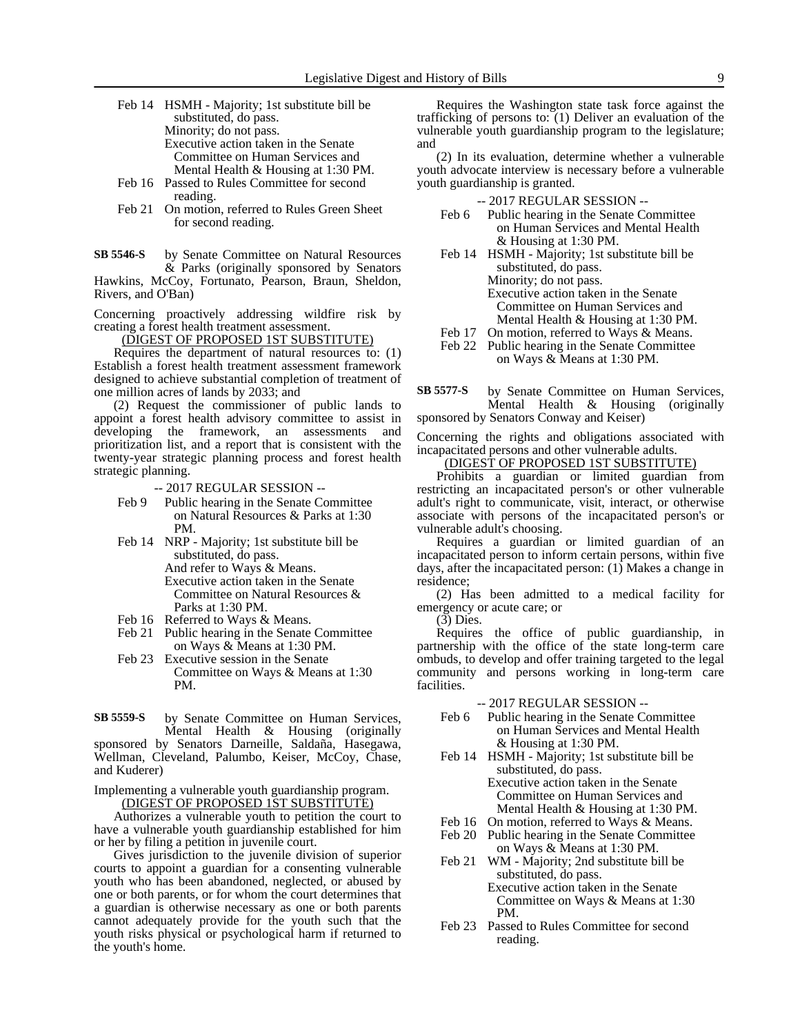Feb 14 HSMH - Majority; 1st substitute bill be substituted, do pass.
Minority; do not pass.
Executive action taken in the Senate Committee on Human Services and Mental Health & Housing at 1:30 PM.
Feb 16 Passed to Rules Committee for second reading.
Feb 21 On motion, referred to Rules Green Sheet for second reading.

**SB 5546-S** by Senate Committee on Natural Resources & Parks (originally sponsored by Senators Hawkins, McCoy, Fortunato, Pearson, Braun, Sheldon, Rivers, and O'Ban)

Concerning proactively addressing wildfire risk by creating a forest health treatment assessment.

(DIGEST OF PROPOSED 1ST SUBSTITUTE)

Requires the department of natural resources to: (1) Establish a forest health treatment assessment framework designed to achieve substantial completion of treatment of one million acres of lands by 2033; and

(2) Request the commissioner of public lands to appoint a forest health advisory committee to assist in developing the framework, an assessments and prioritization list, and a report that is consistent with the twenty-year strategic planning process and forest health strategic planning.

-- 2017 REGULAR SESSION --

Feb 9 Public hearing in the Senate Committee on Natural Resources & Parks at 1:30 PM.
Feb 14 NRP - Majority; 1st substitute bill be substituted, do pass.
And refer to Ways & Means.
Executive action taken in the Senate Committee on Natural Resources & Parks at 1:30 PM.
Feb 16 Referred to Ways & Means.
Feb 21 Public hearing in the Senate Committee on Ways & Means at 1:30 PM.
Feb 23 Executive session in the Senate Committee on Ways & Means at 1:30 PM.

**SB 5559-S** by Senate Committee on Human Services, Mental Health & Housing (originally sponsored by Senators Darneille, Saldaña, Hasegawa, Wellman, Cleveland, Palumbo, Keiser, McCoy, Chase, and Kuderer)

Implementing a vulnerable youth guardianship program.

(DIGEST OF PROPOSED 1ST SUBSTITUTE)

Authorizes a vulnerable youth to petition the court to have a vulnerable youth guardianship established for him or her by filing a petition in juvenile court.

Gives jurisdiction to the juvenile division of superior courts to appoint a guardian for a consenting vulnerable youth who has been abandoned, neglected, or abused by one or both parents, or for whom the court determines that a guardian is otherwise necessary as one or both parents cannot adequately provide for the youth such that the youth risks physical or psychological harm if returned to the youth's home.

Requires the Washington state task force against the trafficking of persons to: (1) Deliver an evaluation of the vulnerable youth guardianship program to the legislature; and

(2) In its evaluation, determine whether a vulnerable youth advocate interview is necessary before a vulnerable youth guardianship is granted.

-- 2017 REGULAR SESSION --

Feb 6 Public hearing in the Senate Committee on Human Services and Mental Health & Housing at 1:30 PM.
Feb 14 HSMH - Majority; 1st substitute bill be substituted, do pass.
Minority; do not pass.
Executive action taken in the Senate Committee on Human Services and Mental Health & Housing at 1:30 PM.
Feb 17 On motion, referred to Ways & Means.
Feb 22 Public hearing in the Senate Committee on Ways & Means at 1:30 PM.

**SB 5577-S** by Senate Committee on Human Services, Mental Health & Housing (originally sponsored by Senators Conway and Keiser)

Concerning the rights and obligations associated with incapacitated persons and other vulnerable adults.

(DIGEST OF PROPOSED 1ST SUBSTITUTE)

Prohibits a guardian or limited guardian from restricting an incapacitated person's or other vulnerable adult's right to communicate, visit, interact, or otherwise associate with persons of the incapacitated person's or vulnerable adult's choosing.

Requires a guardian or limited guardian of an incapacitated person to inform certain persons, within five days, after the incapacitated person: (1) Makes a change in residence;

(2) Has been admitted to a medical facility for emergency or acute care; or

(3) Dies.

Requires the office of public guardianship, in partnership with the office of the state long-term care ombuds, to develop and offer training targeted to the legal community and persons working in long-term care facilities.

-- 2017 REGULAR SESSION --

Feb 6 Public hearing in the Senate Committee on Human Services and Mental Health & Housing at 1:30 PM.
Feb 14 HSMH - Majority; 1st substitute bill be substituted, do pass.
Executive action taken in the Senate Committee on Human Services and Mental Health & Housing at 1:30 PM.
Feb 16 On motion, referred to Ways & Means.
Feb 20 Public hearing in the Senate Committee on Ways & Means at 1:30 PM.
Feb 21 WM - Majority; 2nd substitute bill be substituted, do pass.
Executive action taken in the Senate Committee on Ways & Means at 1:30 PM.
Feb 23 Passed to Rules Committee for second reading.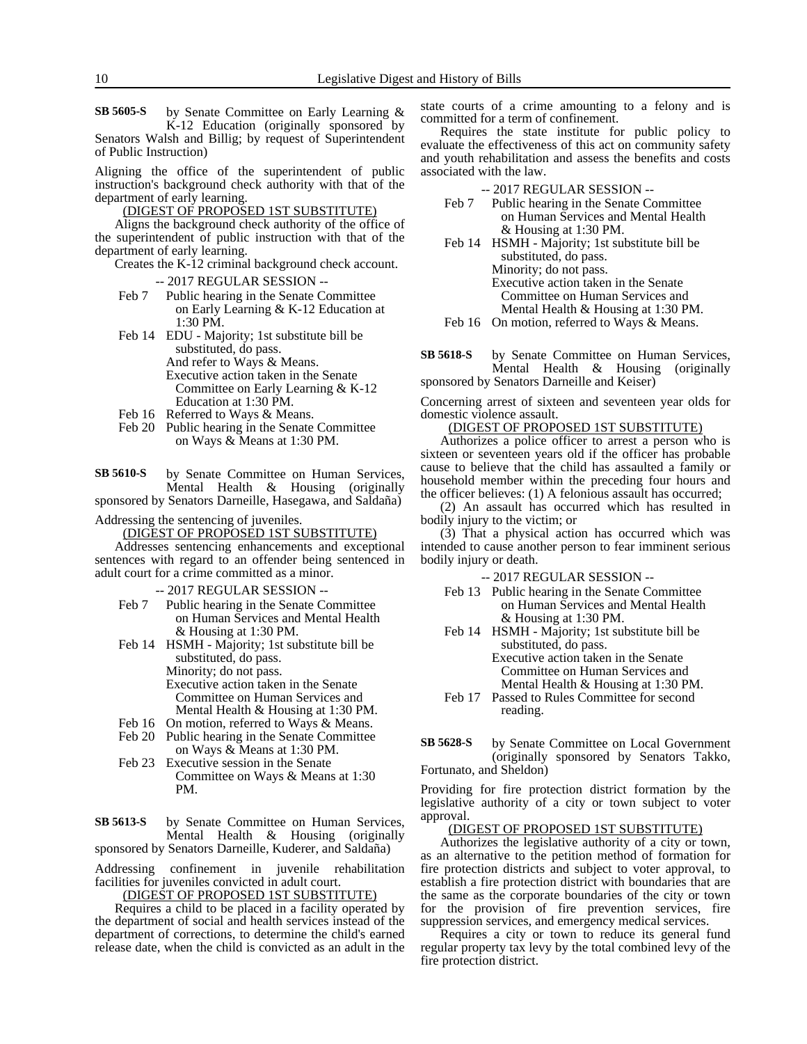**SB 5605-S** by Senate Committee on Early Learning & K-12 Education (originally sponsored by Senators Walsh and Billig; by request of Superintendent of Public Instruction)

Aligning the office of the superintendent of public instruction's background check authority with that of the department of early learning.

(DIGEST OF PROPOSED 1ST SUBSTITUTE)

Aligns the background check authority of the office of the superintendent of public instruction with that of the department of early learning.

Creates the K-12 criminal background check account.

-- 2017 REGULAR SESSION --

- Feb 7 Public hearing in the Senate Committee on Early Learning & K-12 Education at 1:30 PM.
- Feb 14 EDU - Majority; 1st substitute bill be substituted, do pass. And refer to Ways & Means. Executive action taken in the Senate Committee on Early Learning & K-12 Education at 1:30 PM.
- Feb 16 Referred to Ways & Means.
- Feb 20 Public hearing in the Senate Committee on Ways & Means at 1:30 PM.

**SB 5610-S** by Senate Committee on Human Services, Mental Health & Housing (originally sponsored by Senators Darneille, Hasegawa, and Saldaña)

Addressing the sentencing of juveniles.

(DIGEST OF PROPOSED 1ST SUBSTITUTE)

Addresses sentencing enhancements and exceptional sentences with regard to an offender being sentenced in adult court for a crime committed as a minor.

-- 2017 REGULAR SESSION --

- Feb 7 Public hearing in the Senate Committee on Human Services and Mental Health & Housing at 1:30 PM.
- Feb 14 HSMH - Majority; 1st substitute bill be substituted, do pass. Minority; do not pass. Executive action taken in the Senate Committee on Human Services and Mental Health & Housing at 1:30 PM.
- Feb 16 On motion, referred to Ways & Means.
- Feb 20 Public hearing in the Senate Committee on Ways & Means at 1:30 PM.
- Feb 23 Executive session in the Senate Committee on Ways & Means at 1:30 PM.

**SB 5613-S** by Senate Committee on Human Services, Mental Health & Housing (originally sponsored by Senators Darneille, Kuderer, and Saldaña)

Addressing confinement in juvenile rehabilitation facilities for juveniles convicted in adult court.

(DIGEST OF PROPOSED 1ST SUBSTITUTE)

Requires a child to be placed in a facility operated by the department of social and health services instead of the department of corrections, to determine the child's earned release date, when the child is convicted as an adult in the state courts of a crime amounting to a felony and is committed for a term of confinement.

Requires the state institute for public policy to evaluate the effectiveness of this act on community safety and youth rehabilitation and assess the benefits and costs associated with the law.

-- 2017 REGULAR SESSION --

- Feb 7 Public hearing in the Senate Committee on Human Services and Mental Health & Housing at 1:30 PM.
- Feb 14 HSMH - Majority; 1st substitute bill be substituted, do pass. Minority; do not pass. Executive action taken in the Senate Committee on Human Services and Mental Health & Housing at 1:30 PM.
- Feb 16 On motion, referred to Ways & Means.

**SB 5618-S** by Senate Committee on Human Services, Mental Health & Housing (originally sponsored by Senators Darneille and Keiser)

Concerning arrest of sixteen and seventeen year olds for domestic violence assault.

(DIGEST OF PROPOSED 1ST SUBSTITUTE)

Authorizes a police officer to arrest a person who is sixteen or seventeen years old if the officer has probable cause to believe that the child has assaulted a family or household member within the preceding four hours and the officer believes: (1) A felonious assault has occurred;

(2) An assault has occurred which has resulted in bodily injury to the victim; or

(3) That a physical action has occurred which was intended to cause another person to fear imminent serious bodily injury or death.

-- 2017 REGULAR SESSION --

- Feb 13 Public hearing in the Senate Committee on Human Services and Mental Health & Housing at 1:30 PM.
- Feb 14 HSMH - Majority; 1st substitute bill be substituted, do pass. Executive action taken in the Senate Committee on Human Services and Mental Health & Housing at 1:30 PM.
- Feb 17 Passed to Rules Committee for second reading.

**SB 5628-S** by Senate Committee on Local Government (originally sponsored by Senators Takko, Fortunato, and Sheldon)

Providing for fire protection district formation by the legislative authority of a city or town subject to voter approval.

(DIGEST OF PROPOSED 1ST SUBSTITUTE)

Authorizes the legislative authority of a city or town, as an alternative to the petition method of formation for fire protection districts and subject to voter approval, to establish a fire protection district with boundaries that are the same as the corporate boundaries of the city or town for the provision of fire prevention services, fire suppression services, and emergency medical services.

Requires a city or town to reduce its general fund regular property tax levy by the total combined levy of the fire protection district.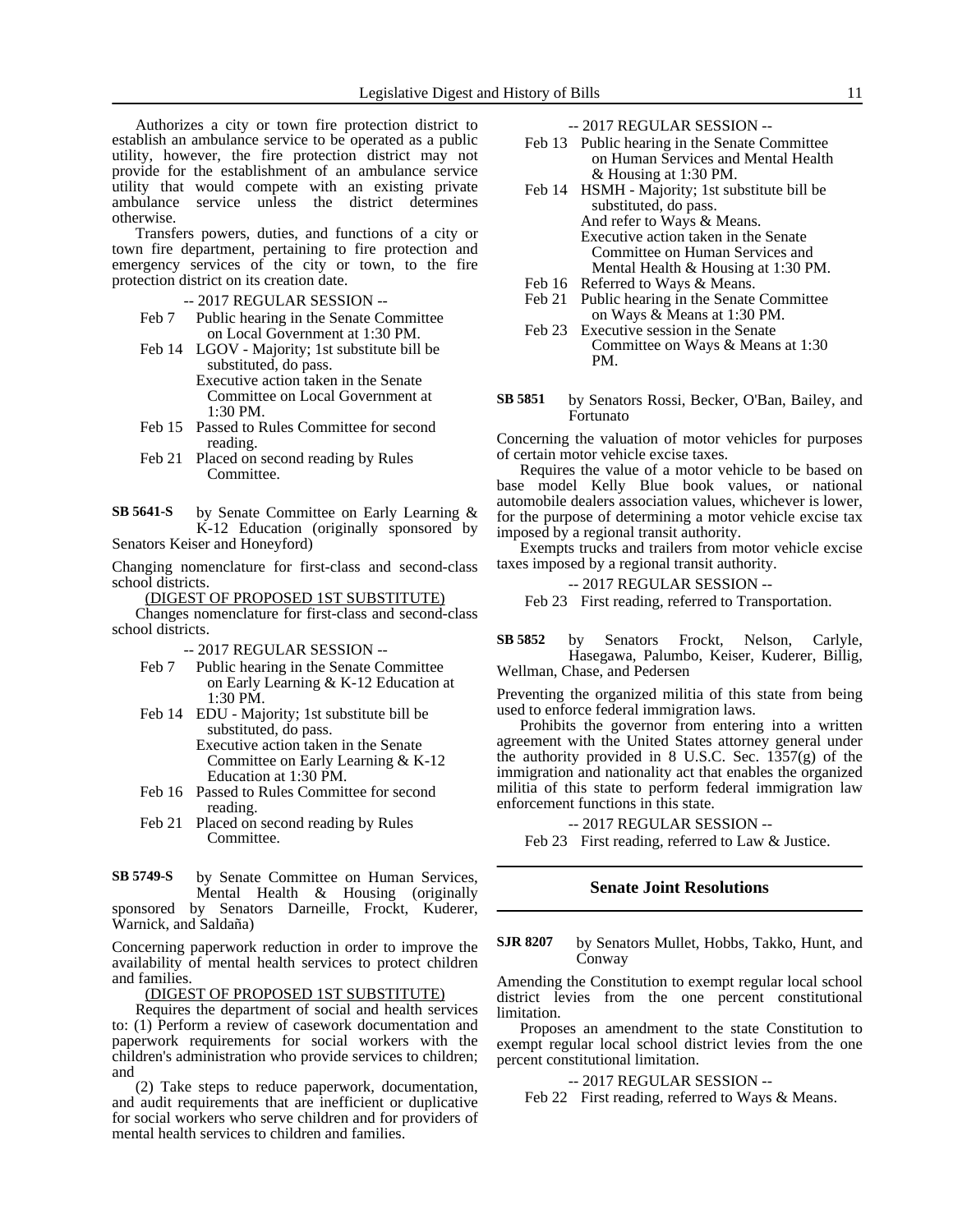Authorizes a city or town fire protection district to establish an ambulance service to be operated as a public utility, however, the fire protection district may not provide for the establishment of an ambulance service utility that would compete with an existing private ambulance service unless the district determines otherwise.

Transfers powers, duties, and functions of a city or town fire department, pertaining to fire protection and emergency services of the city or town, to the fire protection district on its creation date.

-- 2017 REGULAR SESSION --

Feb 7 Public hearing in the Senate Committee on Local Government at 1:30 PM.

Feb 14 LGOV - Majority; 1st substitute bill be substituted, do pass.
Executive action taken in the Senate Committee on Local Government at 1:30 PM.

Feb 15 Passed to Rules Committee for second reading.

Feb 21 Placed on second reading by Rules Committee.

**SB 5641-S** by Senate Committee on Early Learning & K-12 Education (originally sponsored by Senators Keiser and Honeyford)

Changing nomenclature for first-class and second-class school districts.

(DIGEST OF PROPOSED 1ST SUBSTITUTE)

Changes nomenclature for first-class and second-class school districts.

-- 2017 REGULAR SESSION --

Feb 7 Public hearing in the Senate Committee on Early Learning & K-12 Education at 1:30 PM.

Feb 14 EDU - Majority; 1st substitute bill be substituted, do pass.
Executive action taken in the Senate Committee on Early Learning & K-12 Education at 1:30 PM.

Feb 16 Passed to Rules Committee for second reading.

Feb 21 Placed on second reading by Rules Committee.

**SB 5749-S** by Senate Committee on Human Services, Mental Health & Housing (originally sponsored by Senators Darneille, Frockt, Kuderer, Warnick, and Saldaña)

Concerning paperwork reduction in order to improve the availability of mental health services to protect children and families.

(DIGEST OF PROPOSED 1ST SUBSTITUTE)

Requires the department of social and health services to: (1) Perform a review of casework documentation and paperwork requirements for social workers with the children's administration who provide services to children; and

(2) Take steps to reduce paperwork, documentation, and audit requirements that are inefficient or duplicative for social workers who serve children and for providers of mental health services to children and families.

-- 2017 REGULAR SESSION --

Feb 13 Public hearing in the Senate Committee on Human Services and Mental Health & Housing at 1:30 PM.

Feb 14 HSMH - Majority; 1st substitute bill be substituted, do pass.
And refer to Ways & Means.
Executive action taken in the Senate Committee on Human Services and Mental Health & Housing at 1:30 PM.

Feb 16 Referred to Ways & Means.

Feb 21 Public hearing in the Senate Committee on Ways & Means at 1:30 PM.

Feb 23 Executive session in the Senate Committee on Ways & Means at 1:30 PM.

**SB 5851** by Senators Rossi, Becker, O'Ban, Bailey, and Fortunato

Concerning the valuation of motor vehicles for purposes of certain motor vehicle excise taxes.

Requires the value of a motor vehicle to be based on base model Kelly Blue book values, or national automobile dealers association values, whichever is lower, for the purpose of determining a motor vehicle excise tax imposed by a regional transit authority.

Exempts trucks and trailers from motor vehicle excise taxes imposed by a regional transit authority.

-- 2017 REGULAR SESSION --

Feb 23 First reading, referred to Transportation.

**SB 5852** by Senators Frockt, Nelson, Carlyle, Hasegawa, Palumbo, Keiser, Kuderer, Billig, Wellman, Chase, and Pedersen

Preventing the organized militia of this state from being used to enforce federal immigration laws.

Prohibits the governor from entering into a written agreement with the United States attorney general under the authority provided in 8 U.S.C. Sec. 1357(g) of the immigration and nationality act that enables the organized militia of this state to perform federal immigration law enforcement functions in this state.

-- 2017 REGULAR SESSION --

Feb 23 First reading, referred to Law & Justice.

## Senate Joint Resolutions

**SJR 8207** by Senators Mullet, Hobbs, Takko, Hunt, and Conway

Amending the Constitution to exempt regular local school district levies from the one percent constitutional limitation.

Proposes an amendment to the state Constitution to exempt regular local school district levies from the one percent constitutional limitation.

-- 2017 REGULAR SESSION --

Feb 22 First reading, referred to Ways & Means.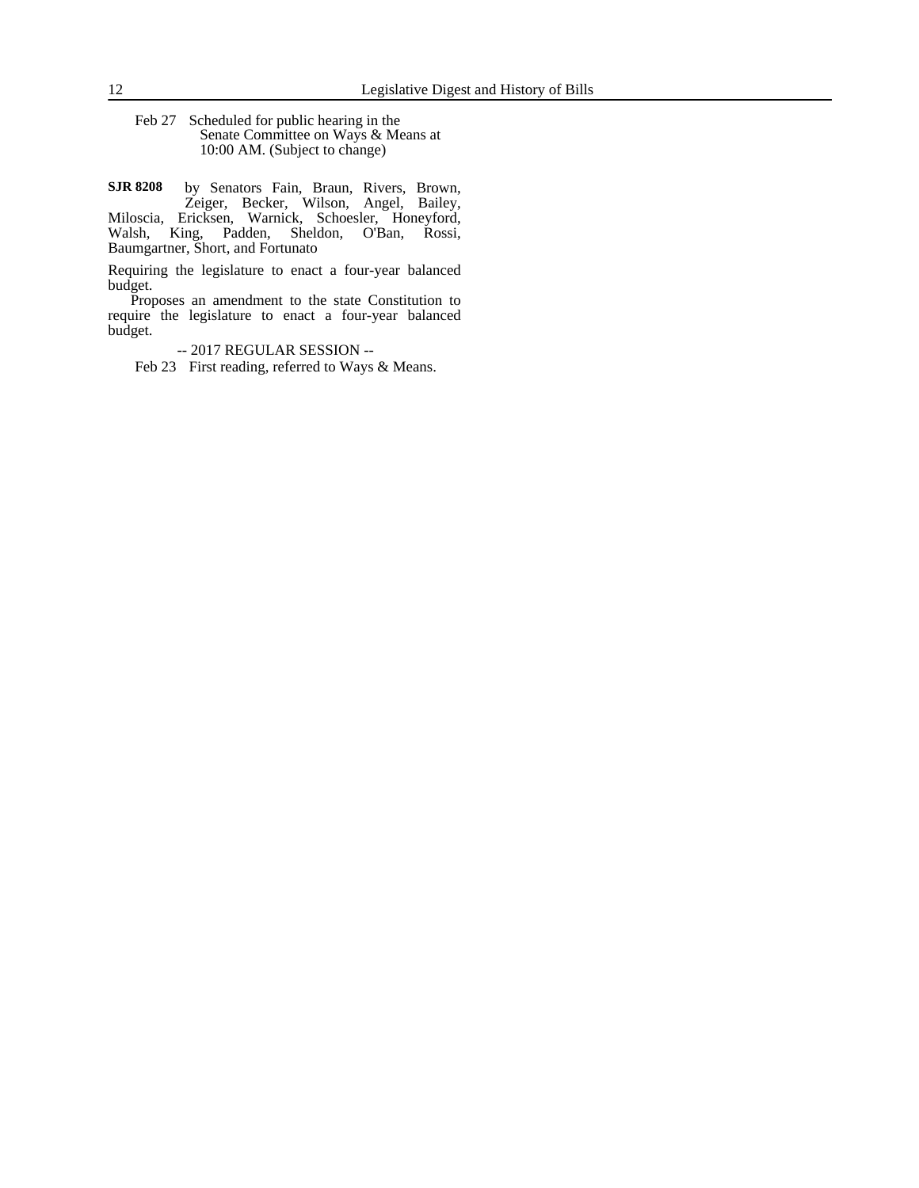Feb 27 Scheduled for public hearing in the Senate Committee on Ways & Means at 10:00 AM. (Subject to change)

**SJR 8208** by Senators Fain, Braun, Rivers, Brown, Zeiger, Becker, Wilson, Angel, Bailey, Miloscia, Ericksen, Warnick, Schoesler, Honeyford, Walsh, King, Padden, Sheldon, O'Ban, Rossi, Baumgartner, Short, and Fortunato

Requiring the legislature to enact a four-year balanced budget.

Proposes an amendment to the state Constitution to require the legislature to enact a four-year balanced budget.

-- 2017 REGULAR SESSION --

Feb 23 First reading, referred to Ways & Means.